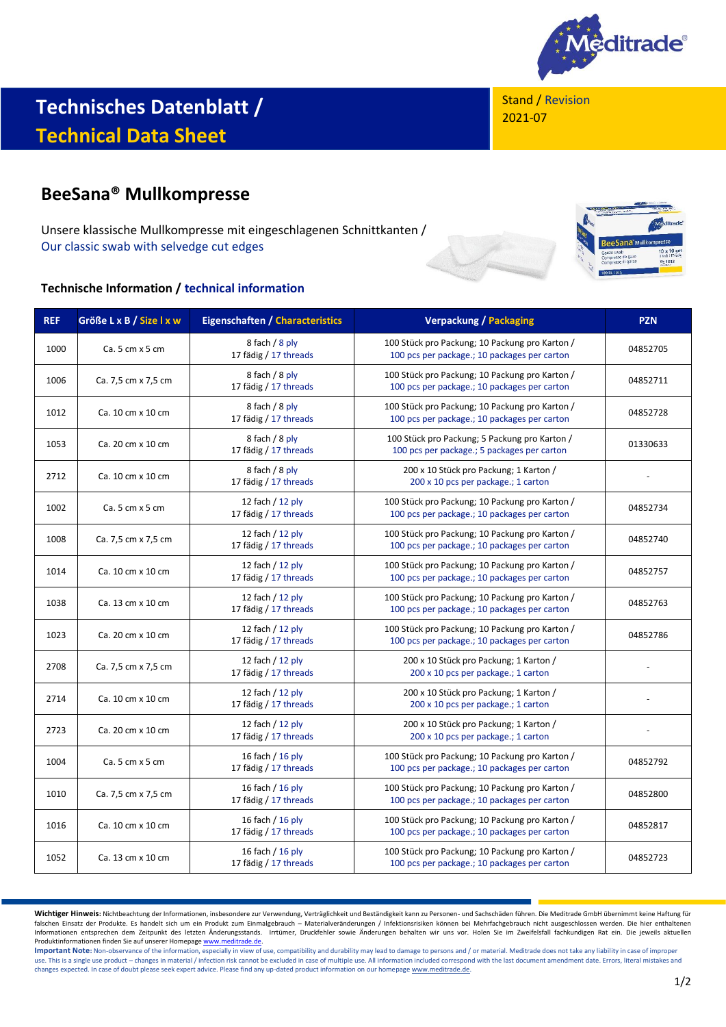# Technisches Datenblatt / Technical Data Sheet

Stand / Revision
2021-07

## BeeSana® Mullkompresse

Unsere klassische Mullkompresse mit eingeschlagenen Schnittkanten /
Our classic swab with selvedge cut edges

### Technische Information / technical information

| REF | Größe L x B / Size l x w | Eigenschaften / Characteristics | Verpackung / Packaging | PZN |
|---|---|---|---|---|
| 1000 | Ca. 5 cm x 5 cm | 8 fach / 8 ply<br>17 fädig / 17 threads | 100 Stück pro Packung; 10 Packung pro Karton /<br>100 pcs per package.; 10 packages per carton | 04852705 |
| 1006 | Ca. 7,5 cm x 7,5 cm | 8 fach / 8 ply<br>17 fädig / 17 threads | 100 Stück pro Packung; 10 Packung pro Karton /<br>100 pcs per package.; 10 packages per carton | 04852711 |
| 1012 | Ca. 10 cm x 10 cm | 8 fach / 8 ply<br>17 fädig / 17 threads | 100 Stück pro Packung; 10 Packung pro Karton /<br>100 pcs per package.; 10 packages per carton | 04852728 |
| 1053 | Ca. 20 cm x 10 cm | 8 fach / 8 ply<br>17 fädig / 17 threads | 100 Stück pro Packung; 5 Packung pro Karton /<br>100 pcs per package.; 5 packages per carton | 01330633 |
| 2712 | Ca. 10 cm x 10 cm | 8 fach / 8 ply<br>17 fädig / 17 threads | 200 x 10 Stück pro Packung; 1 Karton /<br>200 x 10 pcs per package.; 1 carton | - |
| 1002 | Ca. 5 cm x 5 cm | 12 fach / 12 ply<br>17 fädig / 17 threads | 100 Stück pro Packung; 10 Packung pro Karton /<br>100 pcs per package.; 10 packages per carton | 04852734 |
| 1008 | Ca. 7,5 cm x 7,5 cm | 12 fach / 12 ply<br>17 fädig / 17 threads | 100 Stück pro Packung; 10 Packung pro Karton /<br>100 pcs per package.; 10 packages per carton | 04852740 |
| 1014 | Ca. 10 cm x 10 cm | 12 fach / 12 ply<br>17 fädig / 17 threads | 100 Stück pro Packung; 10 Packung pro Karton /<br>100 pcs per package.; 10 packages per carton | 04852757 |
| 1038 | Ca. 13 cm x 10 cm | 12 fach / 12 ply<br>17 fädig / 17 threads | 100 Stück pro Packung; 10 Packung pro Karton /<br>100 pcs per package.; 10 packages per carton | 04852763 |
| 1023 | Ca. 20 cm x 10 cm | 12 fach / 12 ply<br>17 fädig / 17 threads | 100 Stück pro Packung; 10 Packung pro Karton /<br>100 pcs per package.; 10 packages per carton | 04852786 |
| 2708 | Ca. 7,5 cm x 7,5 cm | 12 fach / 12 ply<br>17 fädig / 17 threads | 200 x 10 Stück pro Packung; 1 Karton /<br>200 x 10 pcs per package.; 1 carton | - |
| 2714 | Ca. 10 cm x 10 cm | 12 fach / 12 ply<br>17 fädig / 17 threads | 200 x 10 Stück pro Packung; 1 Karton /<br>200 x 10 pcs per package.; 1 carton | - |
| 2723 | Ca. 20 cm x 10 cm | 12 fach / 12 ply<br>17 fädig / 17 threads | 200 x 10 Stück pro Packung; 1 Karton /<br>200 x 10 pcs per package.; 1 carton | - |
| 1004 | Ca. 5 cm x 5 cm | 16 fach / 16 ply<br>17 fädig / 17 threads | 100 Stück pro Packung; 10 Packung pro Karton /<br>100 pcs per package.; 10 packages per carton | 04852792 |
| 1010 | Ca. 7,5 cm x 7,5 cm | 16 fach / 16 ply<br>17 fädig / 17 threads | 100 Stück pro Packung; 10 Packung pro Karton /<br>100 pcs per package.; 10 packages per carton | 04852800 |
| 1016 | Ca. 10 cm x 10 cm | 16 fach / 16 ply<br>17 fädig / 17 threads | 100 Stück pro Packung; 10 Packung pro Karton /<br>100 pcs per package.; 10 packages per carton | 04852817 |
| 1052 | Ca. 13 cm x 10 cm | 16 fach / 16 ply<br>17 fädig / 17 threads | 100 Stück pro Packung; 10 Packung pro Karton /<br>100 pcs per package.; 10 packages per carton | 04852723 |

**Wichtiger Hinweis:** Nichtbeachtung der Informationen, insbesondere zur Verwendung, Verträglichkeit und Beständigkeit kann zu Personen- und Sachschäden führen. Die Meditrade GmbH übernimmt keine Haftung für falschen Einsatz der Produkte. Es handelt sich um ein Produkt zum Einmalgebrauch – Materialveränderungen / Infektionsrisiken können bei Mehrfachgebrauch nicht ausgeschlossen werden. Die hier enthaltenen Informationen entsprechen dem Zeitpunkt des letzten Änderungsstands. Irrtümer, Druckfehler sowie Änderungen behalten wir uns vor. Holen Sie im Zweifelsfall fachkundigen Rat ein. Die jeweils aktuellen Produktinformationen finden Sie auf unserer Homepage www.meditrade.de

**Important Note:** Non-observance of the information, especially in view of use, compatibility and durability may lead to damage to persons and / or material. Meditrade does not take any liability in case of improper use. This is a single use product – changes in material / infection risk cannot be excluded in case of multiple use. All information included correspond with the last document amendment date. Errors, literal mistakes and changes expected. In case of doubt please seek expert advice. Please find any up-dated product information on our homepage www.meditrade.de.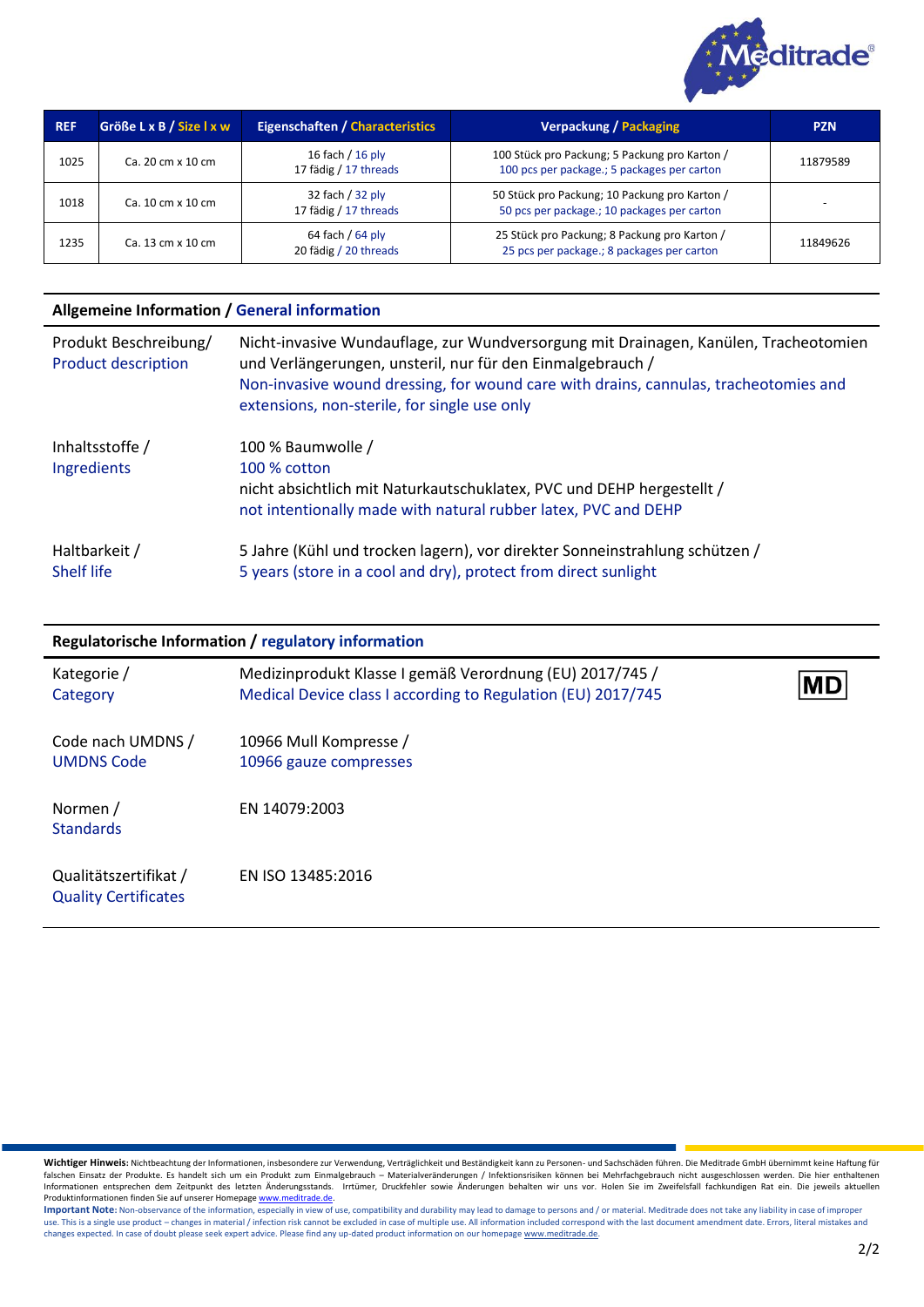| REF | Größe L x B / Size l x w | Eigenschaften / Characteristics | Verpackung / Packaging | PZN |
|---|---|---|---|---|
| 1025 | Ca. 20 cm x 10 cm | 16 fach / 16 ply<br>17 fädig / 17 threads | 100 Stück pro Packung; 5 Packung pro Karton /<br>100 pcs per package.; 5 packages per carton | 11879589 |
| 1018 | Ca. 10 cm x 10 cm | 32 fach / 32 ply<br>17 fädig / 17 threads | 50 Stück pro Packung; 10 Packung pro Karton /<br>50 pcs per package.; 10 packages per carton | - |
| 1235 | Ca. 13 cm x 10 cm | 64 fach / 64 ply<br>20 fädig / 20 threads | 25 Stück pro Packung; 8 Packung pro Karton /<br>25 pcs per package.; 8 packages per carton | 11849626 |

## Allgemeine Information / General information

| | |
|---|---|
| Produkt Beschreibung/<br>Product description | Nicht-invasive Wundauflage, zur Wundversorgung mit Drainagen, Kanülen, Tracheotomien und Verlängerungen, unsteril, nur für den Einmalgebrauch /<br>Non-invasive wound dressing, for wound care with drains, cannulas, tracheotomies and extensions, non-sterile, for single use only |
| Inhaltsstoffe /<br>Ingredients | 100 % Baumwolle /<br>100 % cotton<br>nicht absichtlich mit Naturkautschuklatex, PVC und DEHP hergestellt /<br>not intentionally made with natural rubber latex, PVC and DEHP |
| Haltbarkeit /<br>Shelf life | 5 Jahre (Kühl und trocken lagern), vor direkter Sonneinstrahlung schützen /<br>5 years (store in a cool and dry), protect from direct sunlight |

## Regulatorische Information / regulatory information

| | |
|---|---|
| Kategorie /<br>Category | Medizinprodukt Klasse I gemäß Verordnung (EU) 2017/745 /<br>Medical Device class I according to Regulation (EU) 2017/745 — MD |
| Code nach UMDNS /<br>UMDNS Code | 10966 Mull Kompresse /<br>10966 gauze compresses |
| Normen /<br>Standards | EN 14079:2003 |
| Qualitätszertifikat /<br>Quality Certificates | EN ISO 13485:2016 |

**Wichtiger Hinweis:** Nichtbeachtung der Informationen, insbesondere zur Verwendung, Verträglichkeit und Beständigkeit kann zu Personen- und Sachschäden führen. Die Meditrade GmbH übernimmt keine Haftung für falschen Einsatz der Produkte. Es handelt sich um ein Produkt zum Einmalgebrauch – Materialveränderungen / Infektionsrisiken können bei Mehrfachgebrauch nicht ausgeschlossen werden. Die hier enthaltenen Informationen entsprechen dem Zeitpunkt des letzten Änderungsstands. Irrtümer, Druckfehler sowie Änderungen behalten wir uns vor. Holen Sie im Zweifelsfall fachkundigen Rat ein. Die jeweils aktuellen Produktinformationen finden Sie auf unserer Homepage www.meditrade.de.

**Important Note:** Non-observance of the information, especially in view of use, compatibility and durability may lead to damage to persons and / or material. Meditrade does not take any liability in case of improper use. This is a single use product – changes in material / infection risk cannot be excluded in case of multiple use. All information included correspond with the last document amendment date. Errors, literal mistakes and changes expected. In case of doubt please seek expert advice. Please find any up-dated product information on our homepage www.meditrade.de.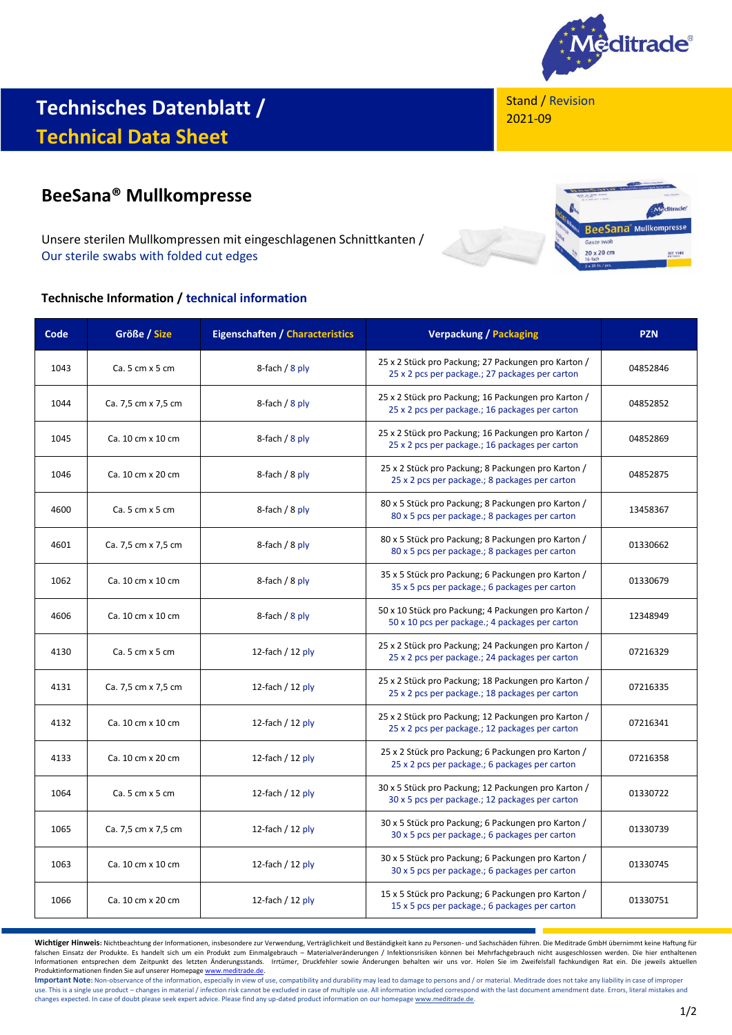# Technisches Datenblatt / Technical Data Sheet

Stand / Revision
2021-09

## BeeSana® Mullkompresse

Unsere sterilen Mullkompressen mit eingeschlagenen Schnittkanten /
Our sterile swabs with folded cut edges

### Technische Information / technical information

| Code | Größe / Size | Eigenschaften / Characteristics | Verpackung / Packaging | PZN |
|---|---|---|---|---|
| 1043 | Ca. 5 cm x 5 cm | 8-fach / 8 ply | 25 x 2 Stück pro Packung; 27 Packungen pro Karton / 25 x 2 pcs per package.; 27 packages per carton | 04852846 |
| 1044 | Ca. 7,5 cm x 7,5 cm | 8-fach / 8 ply | 25 x 2 Stück pro Packung; 16 Packungen pro Karton / 25 x 2 pcs per package.; 16 packages per carton | 04852852 |
| 1045 | Ca. 10 cm x 10 cm | 8-fach / 8 ply | 25 x 2 Stück pro Packung; 16 Packungen pro Karton / 25 x 2 pcs per package.; 16 packages per carton | 04852869 |
| 1046 | Ca. 10 cm x 20 cm | 8-fach / 8 ply | 25 x 2 Stück pro Packung; 8 Packungen pro Karton / 25 x 2 pcs per package.; 8 packages per carton | 04852875 |
| 4600 | Ca. 5 cm x 5 cm | 8-fach / 8 ply | 80 x 5 Stück pro Packung; 8 Packungen pro Karton / 80 x 5 pcs per package.; 8 packages per carton | 13458367 |
| 4601 | Ca. 7,5 cm x 7,5 cm | 8-fach / 8 ply | 80 x 5 Stück pro Packung; 8 Packungen pro Karton / 80 x 5 pcs per package.; 8 packages per carton | 01330662 |
| 1062 | Ca. 10 cm x 10 cm | 8-fach / 8 ply | 35 x 5 Stück pro Packung; 6 Packungen pro Karton / 35 x 5 pcs per package.; 6 packages per carton | 01330679 |
| 4606 | Ca. 10 cm x 10 cm | 8-fach / 8 ply | 50 x 10 Stück pro Packung; 4 Packungen pro Karton / 50 x 10 pcs per package.; 4 packages per carton | 12348949 |
| 4130 | Ca. 5 cm x 5 cm | 12-fach / 12 ply | 25 x 2 Stück pro Packung; 24 Packungen pro Karton / 25 x 2 pcs per package.; 24 packages per carton | 07216329 |
| 4131 | Ca. 7,5 cm x 7,5 cm | 12-fach / 12 ply | 25 x 2 Stück pro Packung; 18 Packungen pro Karton / 25 x 2 pcs per package.; 18 packages per carton | 07216335 |
| 4132 | Ca. 10 cm x 10 cm | 12-fach / 12 ply | 25 x 2 Stück pro Packung; 12 Packungen pro Karton / 25 x 2 pcs per package.; 12 packages per carton | 07216341 |
| 4133 | Ca. 10 cm x 20 cm | 12-fach / 12 ply | 25 x 2 Stück pro Packung; 6 Packungen pro Karton / 25 x 2 pcs per package.; 6 packages per carton | 07216358 |
| 1064 | Ca. 5 cm x 5 cm | 12-fach / 12 ply | 30 x 5 Stück pro Packung; 12 Packungen pro Karton / 30 x 5 pcs per package.; 12 packages per carton | 01330722 |
| 1065 | Ca. 7,5 cm x 7,5 cm | 12-fach / 12 ply | 30 x 5 Stück pro Packung; 6 Packungen pro Karton / 30 x 5 pcs per package.; 6 packages per carton | 01330739 |
| 1063 | Ca. 10 cm x 10 cm | 12-fach / 12 ply | 30 x 5 Stück pro Packung; 6 Packungen pro Karton / 30 x 5 pcs per package.; 6 packages per carton | 01330745 |
| 1066 | Ca. 10 cm x 20 cm | 12-fach / 12 ply | 15 x 5 Stück pro Packung; 6 Packungen pro Karton / 15 x 5 pcs per package.; 6 packages per carton | 01330751 |

**Wichtiger Hinweis:** Nichtbeachtung der Informationen, insbesondere zur Verwendung, Verträglichkeit und Beständigkeit kann zu Personen- und Sachschäden führen. Die Meditrade GmbH übernimmt keine Haftung für falschen Einsatz der Produkte. Es handelt sich um ein Produkt zum Einmalgebrauch – Materialveränderungen / Infektionsrisiken können bei Mehrfachgebrauch nicht ausgeschlossen werden. Die hier enthaltenen Informationen entsprechen dem Zeitpunkt des letzten Änderungsstands. Irrtümer, Druckfehler sowie Änderungen behalten wir uns vor. Holen Sie im Zweifelsfall fachkundigen Rat ein. Die jeweils aktuellen Produktinformationen finden Sie auf unserer Homepage www.meditrade.de.

**Important Note:** Non-observance of the information, especially in view of use, compatibility and durability may lead to damage to persons and / or material. Meditrade does not take any liability in case of improper use. This is a single use product – changes in material / infection risk cannot be excluded in case of multiple use. All information included correspond with the last document amendment date. Errors, literal mistakes and changes expected. In case of doubt please seek expert advice. Please find any up-dated product information on our homepage www.meditrade.de.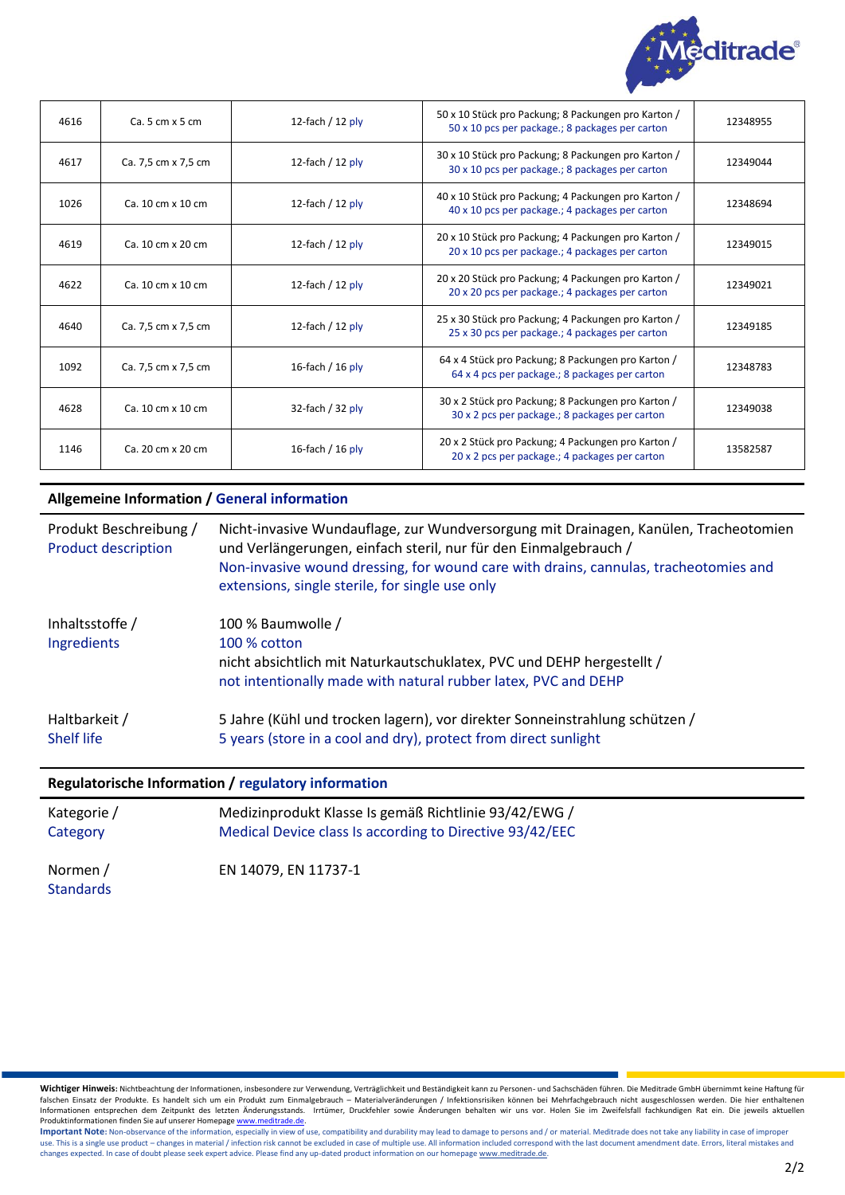| 4616 | Ca. 5 cm x 5 cm | 12-fach / 12 ply | 50 x 10 Stück pro Packung; 8 Packungen pro Karton / 50 x 10 pcs per package.; 8 packages per carton | 12348955 |
|---|---|---|---|---|
| 4617 | Ca. 7,5 cm x 7,5 cm | 12-fach / 12 ply | 30 x 10 Stück pro Packung; 8 Packungen pro Karton / 30 x 10 pcs per package.; 8 packages per carton | 12349044 |
| 1026 | Ca. 10 cm x 10 cm | 12-fach / 12 ply | 40 x 10 Stück pro Packung; 4 Packungen pro Karton / 40 x 10 pcs per package.; 4 packages per carton | 12348694 |
| 4619 | Ca. 10 cm x 20 cm | 12-fach / 12 ply | 20 x 10 Stück pro Packung; 4 Packungen pro Karton / 20 x 10 pcs per package.; 4 packages per carton | 12349015 |
| 4622 | Ca. 10 cm x 10 cm | 12-fach / 12 ply | 20 x 20 Stück pro Packung; 4 Packungen pro Karton / 20 x 20 pcs per package.; 4 packages per carton | 12349021 |
| 4640 | Ca. 7,5 cm x 7,5 cm | 12-fach / 12 ply | 25 x 30 Stück pro Packung; 4 Packungen pro Karton / 25 x 30 pcs per package.; 4 packages per carton | 12349185 |
| 1092 | Ca. 7,5 cm x 7,5 cm | 16-fach / 16 ply | 64 x 4 Stück pro Packung; 8 Packungen pro Karton / 64 x 4 pcs per package.; 8 packages per carton | 12348783 |
| 4628 | Ca. 10 cm x 10 cm | 32-fach / 32 ply | 30 x 2 Stück pro Packung; 8 Packungen pro Karton / 30 x 2 pcs per package.; 8 packages per carton | 12349038 |
| 1146 | Ca. 20 cm x 20 cm | 16-fach / 16 ply | 20 x 2 Stück pro Packung; 4 Packungen pro Karton / 20 x 2 pcs per package.; 4 packages per carton | 13582587 |

## Allgemeine Information / General information

**Produkt Beschreibung / Product description**

Nicht-invasive Wundauflage, zur Wundversorgung mit Drainagen, Kanülen, Tracheotomien und Verlängerungen, einfach steril, nur für den Einmalgebrauch /
Non-invasive wound dressing, for wound care with drains, cannulas, tracheotomies and extensions, single sterile, for single use only

**Inhaltsstoffe / Ingredients**

100 % Baumwolle /
100 % cotton
nicht absichtlich mit Naturkautschuklatex, PVC und DEHP hergestellt /
not intentionally made with natural rubber latex, PVC and DEHP

**Haltbarkeit / Shelf life**

5 Jahre (Kühl und trocken lagern), vor direkter Sonneinstrahlung schützen /
5 years (store in a cool and dry), protect from direct sunlight

## Regulatorische Information / regulatory information

**Kategorie / Category**

Medizinprodukt Klasse Is gemäß Richtlinie 93/42/EWG /
Medical Device class Is according to Directive 93/42/EEC

**Normen / Standards**

EN 14079, EN 11737-1

**Wichtiger Hinweis:** Nichtbeachtung der Informationen, insbesondere zur Verwendung, Verträglichkeit und Beständigkeit kann zu Personen- und Sachschäden führen. Die Meditrade GmbH übernimmt keine Haftung für falschen Einsatz der Produkte. Es handelt sich um ein Produkt zum Einmalgebrauch – Materialveränderungen / Infektionsrisiken können bei Mehrfachgebrauch nicht ausgeschlossen werden. Die hier enthaltenen Informationen entsprechen dem Zeitpunkt des letzten Änderungsstands. Irrtümer, Druckfehler sowie Änderungen behalten wir uns vor. Holen Sie im Zweifelsfall fachkundigen Rat ein. Die jeweils aktuellen Produktinformationen finden Sie auf unserer Homepage www.meditrade.de.

**Important Note:** Non-observance of the information, especially in view of use, compatibility and durability may lead to damage to persons and / or material. Meditrade does not take any liability in case of improper use. This is a single use product – changes in material / infection risk cannot be excluded in case of multiple use. All information included correspond with the last document amendment date. Errors, literal mistakes and changes expected. In case of doubt please seek expert advice. Please find any up-dated product information on our homepage www.meditrade.de.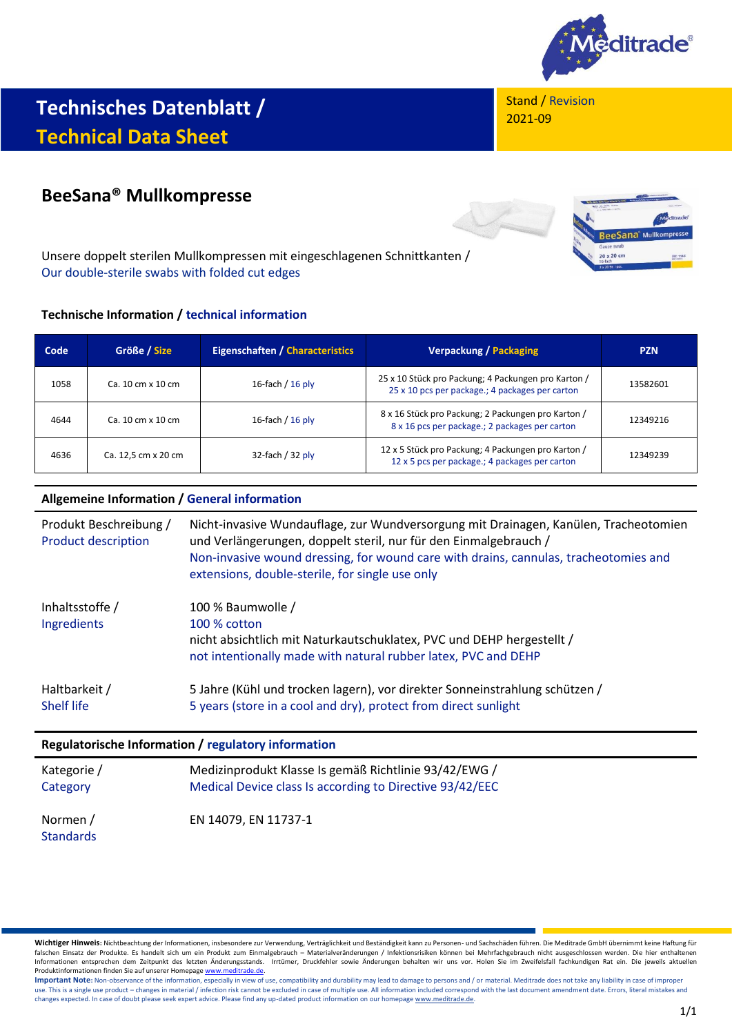# Technisches Datenblatt / Technical Data Sheet

Stand / Revision
2021-09

## BeeSana® Mullkompresse

Unsere doppelt sterilen Mullkompressen mit eingeschlagenen Schnittkanten /
Our double-sterile swabs with folded cut edges

### Technische Information / technical information

| Code | Größe / Size | Eigenschaften / Characteristics | Verpackung / Packaging | PZN |
|---|---|---|---|---|
| 1058 | Ca. 10 cm x 10 cm | 16-fach / 16 ply | 25 x 10 Stück pro Packung; 4 Packungen pro Karton / 25 x 10 pcs per package.; 4 packages per carton | 13582601 |
| 4644 | Ca. 10 cm x 10 cm | 16-fach / 16 ply | 8 x 16 Stück pro Packung; 2 Packungen pro Karton / 8 x 16 pcs per package.; 2 packages per carton | 12349216 |
| 4636 | Ca. 12,5 cm x 20 cm | 32-fach / 32 ply | 12 x 5 Stück pro Packung; 4 Packungen pro Karton / 12 x 5 pcs per package.; 4 packages per carton | 12349239 |

### Allgemeine Information / General information

| | |
|---|---|
| Produkt Beschreibung / Product description | Nicht-invasive Wundauflage, zur Wundversorgung mit Drainagen, Kanülen, Tracheotomien und Verlängerungen, doppelt steril, nur für den Einmalgebrauch / Non-invasive wound dressing, for wound care with drains, cannulas, tracheotomies and extensions, double-sterile, for single use only |
| Inhaltsstoffe / Ingredients | 100 % Baumwolle / 100 % cotton<br>nicht absichtlich mit Naturkautschuklatex, PVC und DEHP hergestellt / not intentionally made with natural rubber latex, PVC and DEHP |
| Haltbarkeit / Shelf life | 5 Jahre (Kühl und trocken lagern), vor direkter Sonneinstrahlung schützen / 5 years (store in a cool and dry), protect from direct sunlight |

### Regulatorische Information / regulatory information

| | |
|---|---|
| Kategorie / Category | Medizinprodukt Klasse Is gemäß Richtlinie 93/42/EWG / Medical Device class Is according to Directive 93/42/EEC |
| Normen / Standards | EN 14079, EN 11737-1 |

**Wichtiger Hinweis:** Nichtbeachtung der Informationen, insbesondere zur Verwendung, Verträglichkeit und Beständigkeit kann zu Personen- und Sachschäden führen. Die Meditrade GmbH übernimmt keine Haftung für falschen Einsatz der Produkte. Es handelt sich um ein Produkt zum Einmalgebrauch – Materialveränderungen / Infektionsrisiken können bei Mehrfachgebrauch nicht ausgeschlossen werden. Die hier enthaltenen Informationen entsprechen dem Zeitpunkt des letzten Änderungsstands. Irrtümer, Druckfehler sowie Änderungen behalten wir uns vor. Holen Sie im Zweifelsfall fachkundigen Rat ein. Die jeweils aktuellen Produktinformationen finden Sie auf unserer Homepage www.meditrade.de.

**Important Note:** Non-observance of the information, especially in view of use, compatibility and durability may lead to damage to persons and / or material. Meditrade does not take any liability in case of improper use. This is a single use product – changes in material / infection risk cannot be excluded in case of multiple use. All information included correspond with the last document amendment date. Errors, literal mistakes and changes expected. In case of doubt please seek expert advice. Please find any up-dated product information on our homepage www.meditrade.de.